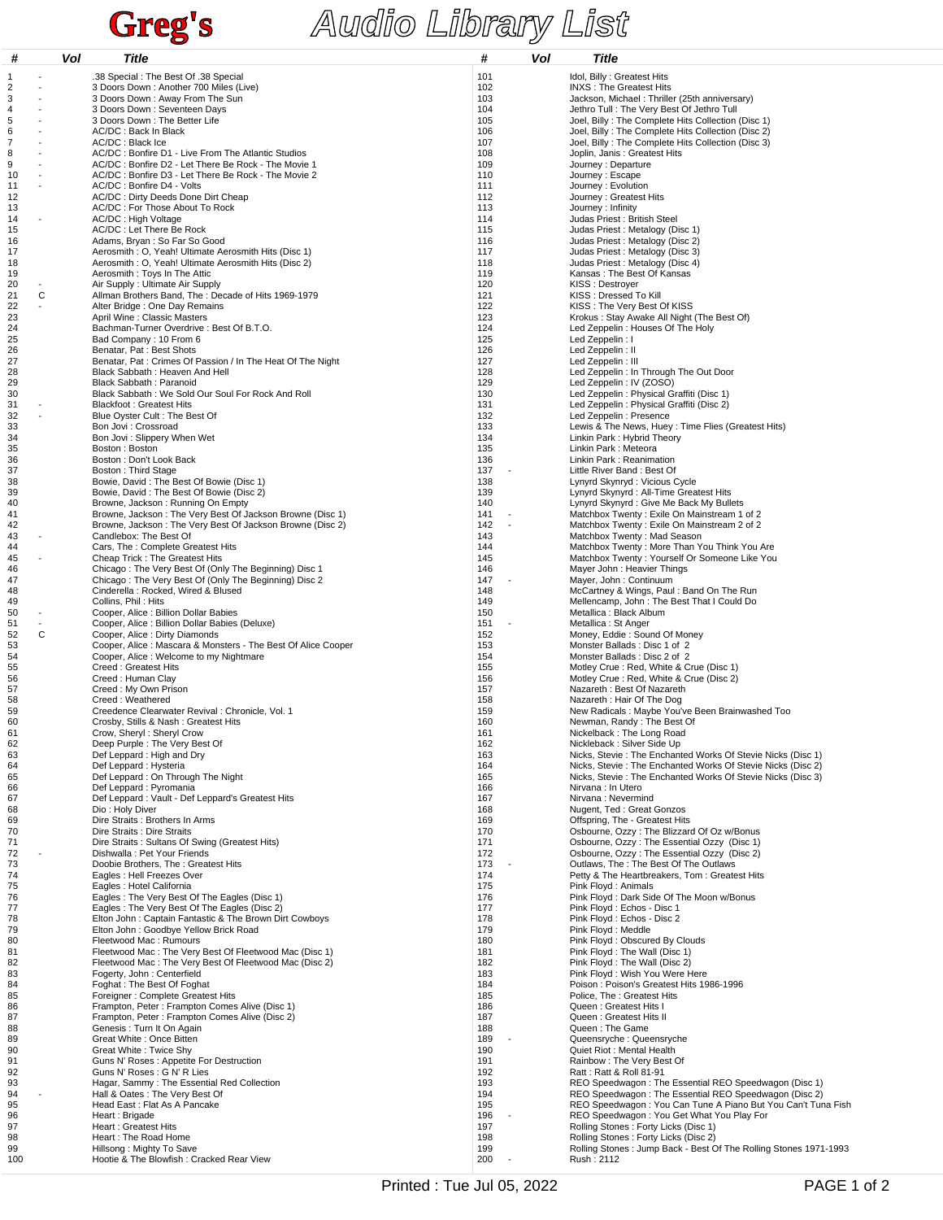# Greg's Audio Library List

| # | Vol | Title |
|---|---|---|
| 1 | - | .38 Special : The Best Of .38 Special |
| 2 | - | 3 Doors Down : Another 700 Miles (Live) |
| 3 | - | 3 Doors Down : Away From The Sun |
| 4 | - | 3 Doors Down : Seventeen Days |
| 5 | - | 3 Doors Down : The Better Life |
| 6 | - | AC/DC : Back In Black |
| 7 | - | AC/DC : Black Ice |
| 8 | - | AC/DC : Bonfire D1 - Live From The Atlantic Studios |
| 9 | - | AC/DC : Bonfire D2 - Let There Be Rock - The Movie 1 |
| 10 | - | AC/DC : Bonfire D3 - Let There Be Rock - The Movie 2 |
| 11 | - | AC/DC : Bonfire D4 - Volts |
| 12 | | AC/DC : Dirty Deeds Done Dirt Cheap |
| 13 | | AC/DC : For Those About To Rock |
| 14 | - | AC/DC : High Voltage |
| 15 | | AC/DC : Let There Be Rock |
| 16 | | Adams, Bryan : So Far So Good |
| 17 | | Aerosmith : O, Yeah! Ultimate Aerosmith Hits (Disc 1) |
| 18 | | Aerosmith : O, Yeah! Ultimate Aerosmith Hits (Disc 2) |
| 19 | | Aerosmith : Toys In The Attic |
| 20 | - | Air Supply : Ultimate Air Supply |
| 21 | C | Allman Brothers Band, The : Decade of Hits 1969-1979 |
| 22 | - | Alter Bridge : One Day Remains |
| 23 | | April Wine : Classic Masters |
| 24 | | Bachman-Turner Overdrive : Best Of B.T.O. |
| 25 | | Bad Company : 10 From 6 |
| 26 | | Benatar, Pat : Best Shots |
| 27 | | Benatar, Pat : Crimes Of Passion / In The Heat Of The Night |
| 28 | | Black Sabbath : Heaven And Hell |
| 29 | | Black Sabbath : Paranoid |
| 30 | | Black Sabbath : We Sold Our Soul For Rock And Roll |
| 31 | - | Blackfoot : Greatest Hits |
| 32 | - | Blue Oyster Cult : The Best Of |
| 33 | | Bon Jovi : Crossroad |
| 34 | | Bon Jovi : Slippery When Wet |
| 35 | | Boston : Boston |
| 36 | | Boston : Don't Look Back |
| 37 | | Boston : Third Stage |
| 38 | | Bowie, David : The Best Of Bowie (Disc 1) |
| 39 | | Bowie, David : The Best Of Bowie (Disc 2) |
| 40 | | Browne, Jackson : Running On Empty |
| 41 | | Browne, Jackson : The Very Best Of Jackson Browne (Disc 1) |
| 42 | | Browne, Jackson : The Very Best Of Jackson Browne (Disc 2) |
| 43 | - | Candlebox: The Best Of |
| 44 | | Cars, The : Complete Greatest Hits |
| 45 | - | Cheap Trick : The Greatest Hits |
| 46 | | Chicago : The Very Best Of (Only The Beginning) Disc 1 |
| 47 | | Chicago : The Very Best Of (Only The Beginning) Disc 2 |
| 48 | | Cinderella : Rocked, Wired & Blused |
| 49 | | Collins, Phil : Hits |
| 50 | - | Cooper, Alice : Billion Dollar Babies |
| 51 | - | Cooper, Alice : Billion Dollar Babies (Deluxe) |
| 52 | C | Cooper, Alice : Dirty Diamonds |
| 53 | | Cooper, Alice : Mascara & Monsters - The Best Of Alice Cooper |
| 54 | | Cooper, Alice : Welcome to my Nightmare |
| 55 | | Creed : Greatest Hits |
| 56 | | Creed : Human Clay |
| 57 | | Creed : My Own Prison |
| 58 | | Creed : Weathered |
| 59 | | Creedence Clearwater Revival : Chronicle, Vol. 1 |
| 60 | | Crosby, Stills & Nash : Greatest Hits |
| 61 | | Crow, Sheryl : Sheryl Crow |
| 62 | | Deep Purple : The Very Best Of |
| 63 | | Def Leppard : High and Dry |
| 64 | | Def Leppard : Hysteria |
| 65 | | Def Leppard : On Through The Night |
| 66 | | Def Leppard : Pyromania |
| 67 | | Def Leppard : Vault - Def Leppard's Greatest Hits |
| 68 | | Dio : Holy Diver |
| 69 | | Dire Straits : Brothers In Arms |
| 70 | | Dire Straits : Dire Straits |
| 71 | | Dire Straits : Sultans Of Swing (Greatest Hits) |
| 72 | - | Dishwalla : Pet Your Friends |
| 73 | | Doobie Brothers, The : Greatest Hits |
| 74 | | Eagles : Hell Freezes Over |
| 75 | | Eagles : Hotel California |
| 76 | | Eagles : The Very Best Of The Eagles (Disc 1) |
| 77 | | Eagles : The Very Best Of The Eagles (Disc 2) |
| 78 | | Elton John : Captain Fantastic & The Brown Dirt Cowboys |
| 79 | | Elton John : Goodbye Yellow Brick Road |
| 80 | | Fleetwood Mac : Rumours |
| 81 | | Fleetwood Mac : The Very Best Of Fleetwood Mac (Disc 1) |
| 82 | | Fleetwood Mac : The Very Best Of Fleetwood Mac (Disc 2) |
| 83 | | Fogerty, John : Centerfield |
| 84 | | Foghat : The Best Of Foghat |
| 85 | | Foreigner : Complete Greatest Hits |
| 86 | | Frampton, Peter : Frampton Comes Alive (Disc 1) |
| 87 | | Frampton, Peter : Frampton Comes Alive (Disc 2) |
| 88 | | Genesis : Turn It On Again |
| 89 | | Great White : Once Bitten |
| 90 | | Great White : Twice Shy |
| 91 | | Guns N' Roses : Appetite For Destruction |
| 92 | | Guns N' Roses : G N' R Lies |
| 93 | | Hagar, Sammy : The Essential Red Collection |
| 94 | - | Hall & Oates : The Very Best Of |
| 95 | | Head East : Flat As A Pancake |
| 96 | | Heart : Brigade |
| 97 | | Heart : Greatest Hits |
| 98 | | Heart : The Road Home |
| 99 | | Hillsong : Mighty To Save |
| 100 | | Hootie & The Blowfish : Cracked Rear View |
| 101 | | Idol, Billy : Greatest Hits |
| 102 | | INXS : The Greatest Hits |
| 103 | | Jackson, Michael : Thriller (25th anniversary) |
| 104 | | Jethro Tull : The Very Best Of Jethro Tull |
| 105 | | Joel, Billy : The Complete Hits Collection (Disc 1) |
| 106 | | Joel, Billy : The Complete Hits Collection (Disc 2) |
| 107 | | Joel, Billy : The Complete Hits Collection (Disc 3) |
| 108 | | Joplin, Janis : Greatest Hits |
| 109 | | Journey : Departure |
| 110 | | Journey : Escape |
| 111 | | Journey : Evolution |
| 112 | | Journey : Greatest Hits |
| 113 | | Journey : Infinity |
| 114 | | Judas Priest : British Steel |
| 115 | | Judas Priest : Metalogy (Disc 1) |
| 116 | | Judas Priest : Metalogy (Disc 2) |
| 117 | | Judas Priest : Metalogy (Disc 3) |
| 118 | | Judas Priest : Metalogy (Disc 4) |
| 119 | | Kansas : The Best Of Kansas |
| 120 | | KISS : Destroyer |
| 121 | | KISS : Dressed To Kill |
| 122 | | KISS : The Very Best Of KISS |
| 123 | | Krokus : Stay Awake All Night (The Best Of) |
| 124 | | Led Zeppelin : Houses Of The Holy |
| 125 | | Led Zeppelin : I |
| 126 | | Led Zeppelin : II |
| 127 | | Led Zeppelin : III |
| 128 | | Led Zeppelin : In Through The Out Door |
| 129 | | Led Zeppelin : IV (ZOSO) |
| 130 | | Led Zeppelin : Physical Graffiti (Disc 1) |
| 131 | | Led Zeppelin : Physical Graffiti (Disc 2) |
| 132 | | Led Zeppelin : Presence |
| 133 | | Lewis & The News, Huey : Time Flies (Greatest Hits) |
| 134 | | Linkin Park : Hybrid Theory |
| 135 | | Linkin Park : Meteora |
| 136 | | Linkin Park : Reanimation |
| 137 | - | Little River Band : Best Of |
| 138 | | Lynyrd Skynyrd : Vicious Cycle |
| 139 | | Lynyrd Skynyrd : All-Time Greatest Hits |
| 140 | | Lynyrd Skynyrd : Give Me Back My Bullets |
| 141 | - | Matchbox Twenty : Exile On Mainstream 1 of 2 |
| 142 | - | Matchbox Twenty : Exile On Mainstream 2 of 2 |
| 143 | | Matchbox Twenty : Mad Season |
| 144 | | Matchbox Twenty : More Than You Think You Are |
| 145 | | Matchbox Twenty : Yourself Or Someone Like You |
| 146 | | Mayer John : Heavier Things |
| 147 | - | Mayer, John : Continuum |
| 148 | | McCartney & Wings, Paul : Band On The Run |
| 149 | | Mellencamp, John : The Best That I Could Do |
| 150 | | Metallica : Black Album |
| 151 | - | Metallica : St Anger |
| 152 | | Money, Eddie : Sound Of Money |
| 153 | | Monster Ballads : Disc 1 of 2 |
| 154 | | Monster Ballads : Disc 2 of 2 |
| 155 | | Motley Crue : Red, White & Crue (Disc 1) |
| 156 | | Motley Crue : Red, White & Crue (Disc 2) |
| 157 | | Nazareth : Best Of Nazareth |
| 158 | | Nazareth : Hair Of The Dog |
| 159 | | New Radicals : Maybe You've Been Brainwashed Too |
| 160 | | Newman, Randy : The Best Of |
| 161 | | Nickelback : The Long Road |
| 162 | | Nickleback : Silver Side Up |
| 163 | | Nicks, Stevie : The Enchanted Works Of Stevie Nicks (Disc 1) |
| 164 | | Nicks, Stevie : The Enchanted Works Of Stevie Nicks (Disc 2) |
| 165 | | Nicks, Stevie : The Enchanted Works Of Stevie Nicks (Disc 3) |
| 166 | | Nirvana : In Utero |
| 167 | | Nirvana : Nevermind |
| 168 | | Nugent, Ted : Great Gonzos |
| 169 | | Offspring, The - Greatest Hits |
| 170 | | Osbourne, Ozzy : The Blizzard Of Oz w/Bonus |
| 171 | | Osbourne, Ozzy : The Essential Ozzy (Disc 1) |
| 172 | | Osbourne, Ozzy : The Essential Ozzy (Disc 2) |
| 173 | - | Outlaws, The : The Best Of The Outlaws |
| 174 | | Petty & The Heartbreakers, Tom : Greatest Hits |
| 175 | | Pink Floyd : Animals |
| 176 | | Pink Floyd : Dark Side Of The Moon w/Bonus |
| 177 | | Pink Floyd : Echos - Disc 1 |
| 178 | | Pink Floyd : Echos - Disc 2 |
| 179 | | Pink Floyd : Meddle |
| 180 | | Pink Floyd : Obscured By Clouds |
| 181 | | Pink Floyd : The Wall (Disc 1) |
| 182 | | Pink Floyd : The Wall (Disc 2) |
| 183 | | Pink Floyd : Wish You Were Here |
| 184 | | Poison : Poison's Greatest Hits 1986-1996 |
| 185 | | Police, The : Greatest Hits |
| 186 | | Queen : Greatest Hits I |
| 187 | | Queen : Greatest Hits II |
| 188 | | Queen : The Game |
| 189 | - | Queensryche : Queensryche |
| 190 | | Quiet Riot : Mental Health |
| 191 | | Rainbow : The Very Best Of |
| 192 | | Ratt : Ratt & Roll 81-91 |
| 193 | | REO Speedwagon : The Essential REO Speedwagon (Disc 1) |
| 194 | | REO Speedwagon : The Essential REO Speedwagon (Disc 2) |
| 195 | | REO Speedwagon : You Can Tune A Piano But You Can't Tuna Fish |
| 196 | - | REO Speedwagon : You Get What You Play For |
| 197 | | Rolling Stones : Forty Licks (Disc 1) |
| 198 | | Rolling Stones : Forty Licks (Disc 2) |
| 199 | | Rolling Stones : Jump Back - Best Of The Rolling Stones 1971-1993 |
| 200 | - | Rush : 2112 |

Printed : Tue Jul 05, 2022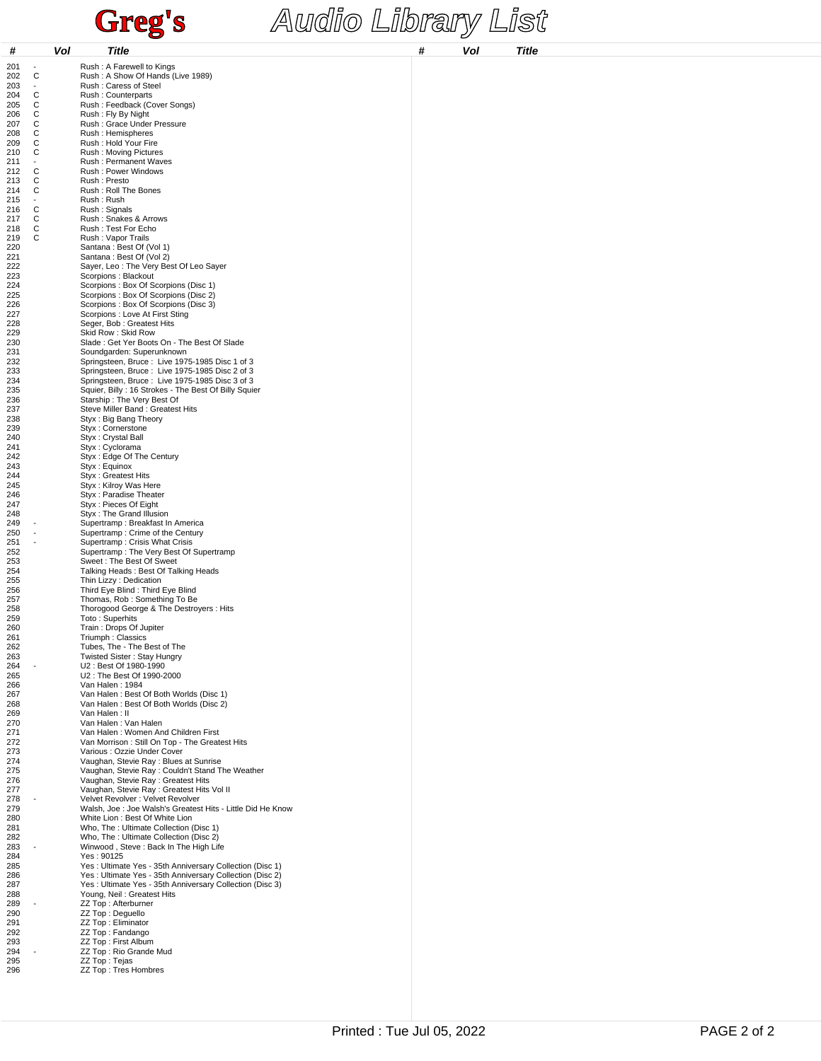# Greg's Audio Library List

| # | Vol | Title |
|---|---|---|
| 201 | - | Rush : A Farewell to Kings |
| 202 | C | Rush : A Show Of Hands (Live 1989) |
| 203 | - | Rush : Caress of Steel |
| 204 | C | Rush : Counterparts |
| 205 | C | Rush : Feedback (Cover Songs) |
| 206 | C | Rush : Fly By Night |
| 207 | C | Rush : Grace Under Pressure |
| 208 | C | Rush : Hemispheres |
| 209 | C | Rush : Hold Your Fire |
| 210 | C | Rush : Moving Pictures |
| 211 | - | Rush : Permanent Waves |
| 212 | C | Rush : Power Windows |
| 213 | C | Rush : Presto |
| 214 | C | Rush : Roll The Bones |
| 215 | - | Rush : Rush |
| 216 | C | Rush : Signals |
| 217 | C | Rush : Snakes & Arrows |
| 218 | C | Rush : Test For Echo |
| 219 | C | Rush : Vapor Trails |
| 220 | | Santana : Best Of (Vol 1) |
| 221 | | Santana : Best Of (Vol 2) |
| 222 | | Sayer, Leo : The Very Best Of Leo Sayer |
| 223 | | Scorpions : Blackout |
| 224 | | Scorpions : Box Of Scorpions (Disc 1) |
| 225 | | Scorpions : Box Of Scorpions (Disc 2) |
| 226 | | Scorpions : Box Of Scorpions (Disc 3) |
| 227 | | Scorpions : Love At First Sting |
| 228 | | Seger, Bob : Greatest Hits |
| 229 | | Skid Row : Skid Row |
| 230 | | Slade : Get Yer Boots On - The Best Of Slade |
| 231 | | Soundgarden: Superunknown |
| 232 | | Springsteen, Bruce : Live 1975-1985 Disc 1 of 3 |
| 233 | | Springsteen, Bruce : Live 1975-1985 Disc 2 of 3 |
| 234 | | Springsteen, Bruce : Live 1975-1985 Disc 3 of 3 |
| 235 | | Squier, Billy : 16 Strokes - The Best Of Billy Squier |
| 236 | | Starship : The Very Best Of |
| 237 | | Steve Miller Band : Greatest Hits |
| 238 | | Styx : Big Bang Theory |
| 239 | | Styx : Cornerstone |
| 240 | | Styx : Crystal Ball |
| 241 | | Styx : Cyclorama |
| 242 | | Styx : Edge Of The Century |
| 243 | | Styx : Equinox |
| 244 | | Styx : Greatest Hits |
| 245 | | Styx : Kilroy Was Here |
| 246 | | Styx : Paradise Theater |
| 247 | | Styx : Pieces Of Eight |
| 248 | | Styx : The Grand Illusion |
| 249 | - | Supertramp : Breakfast In America |
| 250 | - | Supertramp : Crime of the Century |
| 251 | - | Supertramp : Crisis What Crisis |
| 252 | | Supertramp : The Very Best Of Supertramp |
| 253 | | Sweet : The Best Of Sweet |
| 254 | | Talking Heads : Best Of Talking Heads |
| 255 | | Thin Lizzy : Dedication |
| 256 | | Third Eye Blind : Third Eye Blind |
| 257 | | Thomas, Rob : Something To Be |
| 258 | | Thorogood George & The Destroyers : Hits |
| 259 | | Toto : Superhits |
| 260 | | Train : Drops Of Jupiter |
| 261 | | Triumph : Classics |
| 262 | | Tubes, The - The Best of The |
| 263 | | Twisted Sister : Stay Hungry |
| 264 | - | U2 : Best Of 1980-1990 |
| 265 | | U2 : The Best Of 1990-2000 |
| 266 | | Van Halen : 1984 |
| 267 | | Van Halen : Best Of Both Worlds (Disc 1) |
| 268 | | Van Halen : Best Of Both Worlds (Disc 2) |
| 269 | | Van Halen : II |
| 270 | | Van Halen : Van Halen |
| 271 | | Van Halen : Women And Children First |
| 272 | | Van Morrison : Still On Top - The Greatest Hits |
| 273 | | Various : Ozzie Under Cover |
| 274 | | Vaughan, Stevie Ray : Blues at Sunrise |
| 275 | | Vaughan, Stevie Ray : Couldn't Stand The Weather |
| 276 | | Vaughan, Stevie Ray : Greatest Hits |
| 277 | | Vaughan, Stevie Ray : Greatest Hits Vol II |
| 278 | - | Velvet Revolver : Velvet Revolver |
| 279 | | Walsh, Joe : Joe Walsh's Greatest Hits - Little Did He Know |
| 280 | | White Lion : Best Of White Lion |
| 281 | | Who, The : Ultimate Collection (Disc 1) |
| 282 | | Who, The : Ultimate Collection (Disc 2) |
| 283 | - | Winwood , Steve : Back In The High Life |
| 284 | | Yes : 90125 |
| 285 | | Yes : Ultimate Yes - 35th Anniversary Collection (Disc 1) |
| 286 | | Yes : Ultimate Yes - 35th Anniversary Collection (Disc 2) |
| 287 | | Yes : Ultimate Yes - 35th Anniversary Collection (Disc 3) |
| 288 | | Young, Neil : Greatest Hits |
| 289 | - | ZZ Top : Afterburner |
| 290 | | ZZ Top : Deguello |
| 291 | | ZZ Top : Eliminator |
| 292 | | ZZ Top : Fandango |
| 293 | | ZZ Top : First Album |
| 294 | - | ZZ Top : Rio Grande Mud |
| 295 | | ZZ Top : Tejas |
| 296 | | ZZ Top : Tres Hombres |

Printed : Tue Jul 05, 2022